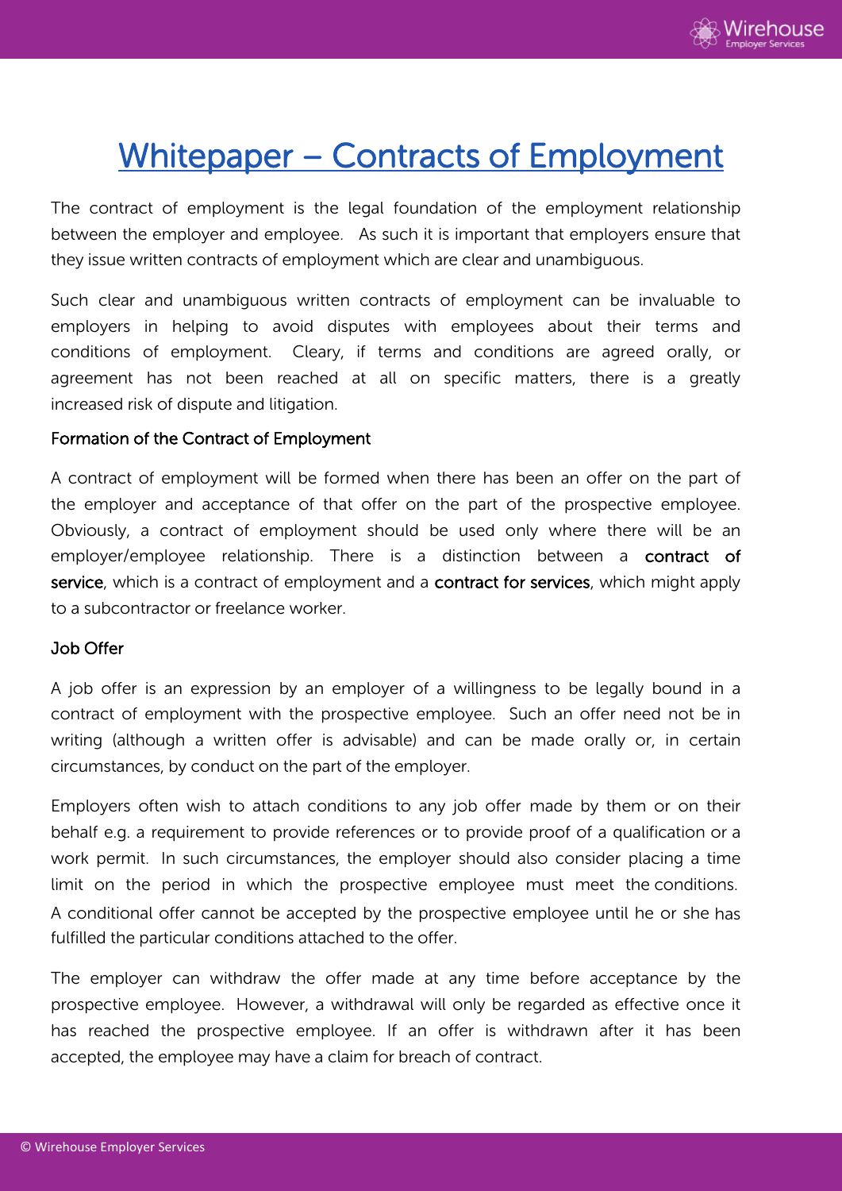# Whitepaper – Contracts of Employment

The contract of employment is the legal foundation of the employment relationship between the employer and employee. As such it is important that employers ensure that they issue written contracts of employment which are clear and unambiguous.

Such clear and unambiguous written contracts of employment can be invaluable to employers in helping to avoid disputes with employees about their terms and conditions of employment. Cleary, if terms and conditions are agreed orally, or agreement has not been reached at all on specific matters, there is a greatly increased risk of dispute and litigation.

### Formation of the Contract of Employment

A contract of employment will be formed when there has been an offer on the part of the employer and acceptance of that offer on the part of the prospective employee. Obviously, a contract of employment should be used only where there will be an employer/employee relationship. There is a distinction between a **contract of service**, which is a contract of employment and a **contract for services**, which might apply to a subcontractor or freelance worker.

### Job Offer

A job offer is an expression by an employer of a willingness to be legally bound in a contract of employment with the prospective employee. Such an offer need not be in writing (although a written offer is advisable) and can be made orally or, in certain circumstances, by conduct on the part of the employer.

Employers often wish to attach conditions to any job offer made by them or on their behalf e.g. a requirement to provide references or to provide proof of a qualification or a work permit. In such circumstances, the employer should also consider placing a time limit on the period in which the prospective employee must meet the conditions. A conditional offer cannot be accepted by the prospective employee until he or she has fulfilled the particular conditions attached to the offer.

The employer can withdraw the offer made at any time before acceptance by the prospective employee. However, a withdrawal will only be regarded as effective once it has reached the prospective employee. If an offer is withdrawn after it has been accepted, the employee may have a claim for breach of contract.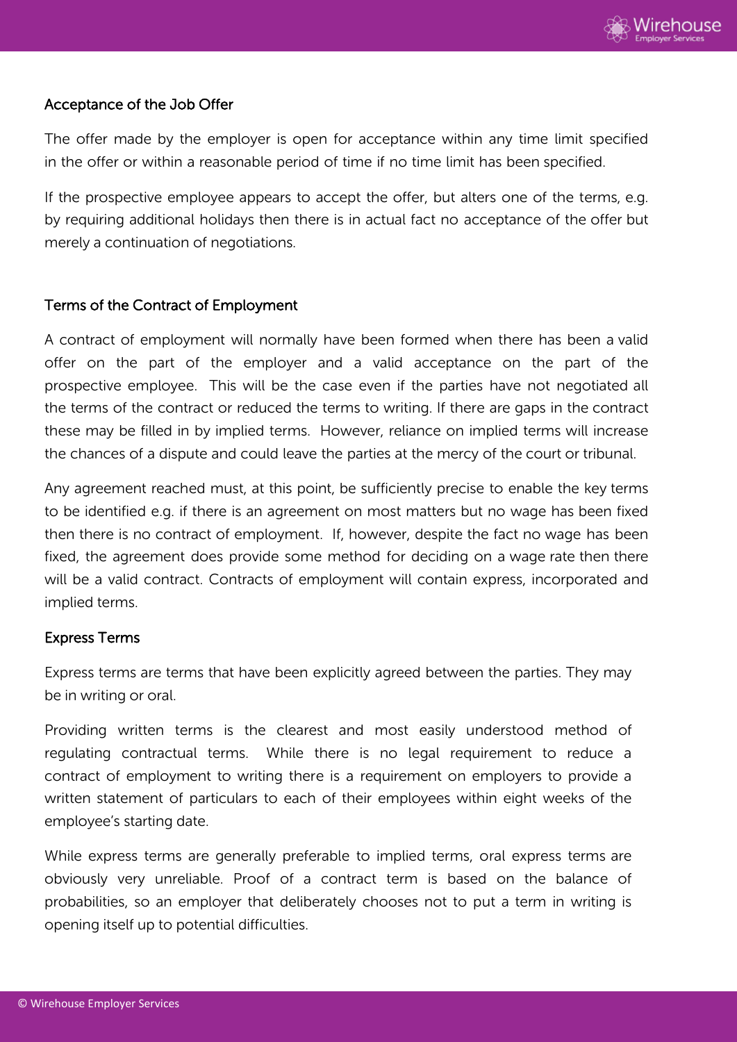## Acceptance of the Job Offer

The offer made by the employer is open for acceptance within any time limit specified in the offer or within a reasonable period of time if no time limit has been specified.

If the prospective employee appears to accept the offer, but alters one of the terms, e.g. by requiring additional holidays then there is in actual fact no acceptance of the offer but merely a continuation of negotiations.

## Terms of the Contract of Employment

A contract of employment will normally have been formed when there has been a valid offer on the part of the employer and a valid acceptance on the part of the prospective employee. This will be the case even if the parties have not negotiated all the terms of the contract or reduced the terms to writing. If there are gaps in the contract these may be filled in by implied terms. However, reliance on implied terms will increase the chances of a dispute and could leave the parties at the mercy of the court or tribunal.

Any agreement reached must, at this point, be sufficiently precise to enable the key terms to be identified e.g. if there is an agreement on most matters but no wage has been fixed then there is no contract of employment. If, however, despite the fact no wage has been fixed, the agreement does provide some method for deciding on a wage rate then there will be a valid contract. Contracts of employment will contain express, incorporated and implied terms.

### Express Terms

Express terms are terms that have been explicitly agreed between the parties. They may be in writing or oral.

Providing written terms is the clearest and most easily understood method of regulating contractual terms. While there is no legal requirement to reduce a contract of employment to writing there is a requirement on employers to provide a written statement of particulars to each of their employees within eight weeks of the employee's starting date.

While express terms are generally preferable to implied terms, oral express terms are obviously very unreliable. Proof of a contract term is based on the balance of probabilities, so an employer that deliberately chooses not to put a term in writing is opening itself up to potential difficulties.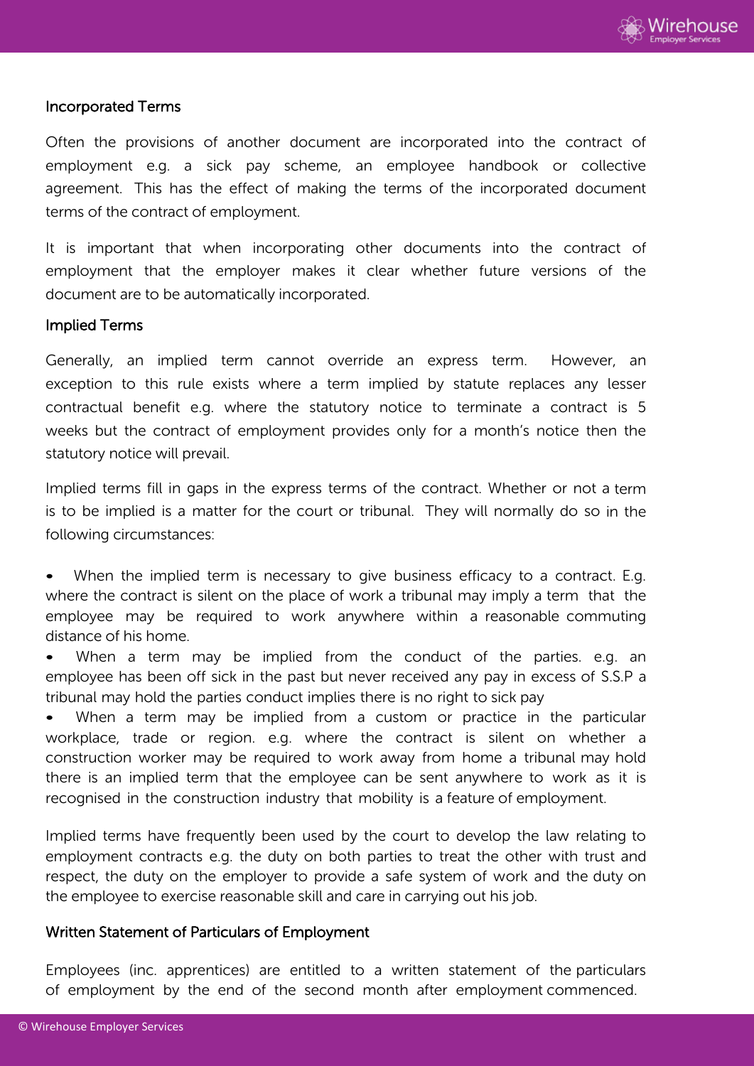## Incorporated Terms

Often the provisions of another document are incorporated into the contract of employment e.g. a sick pay scheme, an employee handbook or collective agreement. This has the effect of making the terms of the incorporated document terms of the contract of employment.

It is important that when incorporating other documents into the contract of employment that the employer makes it clear whether future versions of the document are to be automatically incorporated.

## Implied Terms

Generally, an implied term cannot override an express term. However, an exception to this rule exists where a term implied by statute replaces any lesser contractual benefit e.g. where the statutory notice to terminate a contract is 5 weeks but the contract of employment provides only for a month's notice then the statutory notice will prevail.

Implied terms fill in gaps in the express terms of the contract. Whether or not a term is to be implied is a matter for the court or tribunal. They will normally do so in the following circumstances:

- When the implied term is necessary to give business efficacy to a contract. E.g. where the contract is silent on the place of work a tribunal may imply a term that the employee may be required to work anywhere within a reasonable commuting distance of his home.
- When a term may be implied from the conduct of the parties. e.g. an employee has been off sick in the past but never received any pay in excess of S.S.P a tribunal may hold the parties conduct implies there is no right to sick pay
- When a term may be implied from a custom or practice in the particular workplace, trade or region. e.g. where the contract is silent on whether a construction worker may be required to work away from home a tribunal may hold there is an implied term that the employee can be sent anywhere to work as it is recognised in the construction industry that mobility is a feature of employment.

Implied terms have frequently been used by the court to develop the law relating to employment contracts e.g. the duty on both parties to treat the other with trust and respect, the duty on the employer to provide a safe system of work and the duty on the employee to exercise reasonable skill and care in carrying out his job.

## Written Statement of Particulars of Employment

Employees (inc. apprentices) are entitled to a written statement of the particulars of employment by the end of the second month after employment commenced.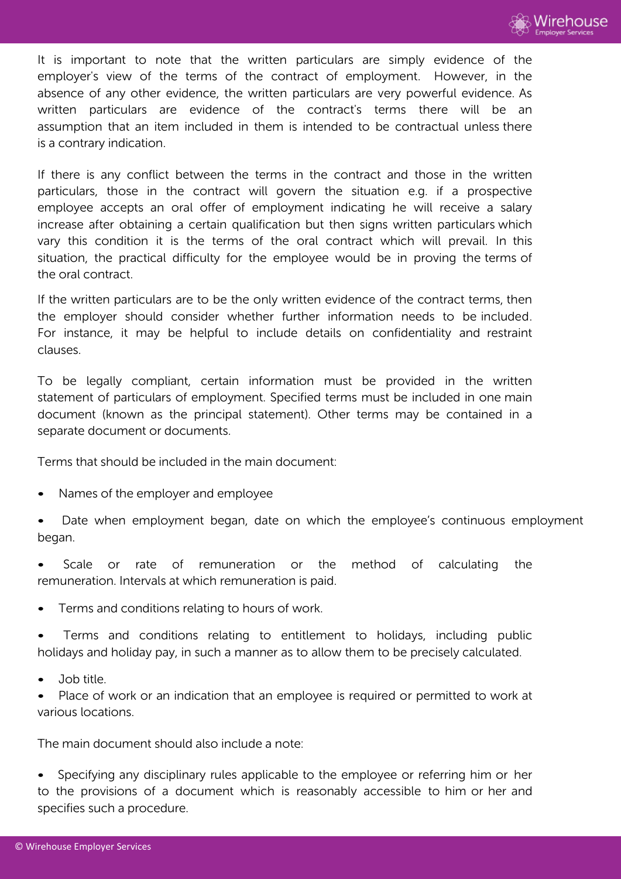It is important to note that the written particulars are simply evidence of the employer's view of the terms of the contract of employment. However, in the absence of any other evidence, the written particulars are very powerful evidence. As written particulars are evidence of the contract's terms there will be an assumption that an item included in them is intended to be contractual unless there is a contrary indication.

If there is any conflict between the terms in the contract and those in the written particulars, those in the contract will govern the situation e.g. if a prospective employee accepts an oral offer of employment indicating he will receive a salary increase after obtaining a certain qualification but then signs written particulars which vary this condition it is the terms of the oral contract which will prevail. In this situation, the practical difficulty for the employee would be in proving the terms of the oral contract.

If the written particulars are to be the only written evidence of the contract terms, then the employer should consider whether further information needs to be included. For instance, it may be helpful to include details on confidentiality and restraint clauses.

To be legally compliant, certain information must be provided in the written statement of particulars of employment. Specified terms must be included in one main document (known as the principal statement). Other terms may be contained in a separate document or documents.

Terms that should be included in the main document:

- Names of the employer and employee
- Date when employment began, date on which the employee's continuous employment began.
- Scale or rate of remuneration or the method of calculating the remuneration. Intervals at which remuneration is paid.
- Terms and conditions relating to hours of work.
- Terms and conditions relating to entitlement to holidays, including public holidays and holiday pay, in such a manner as to allow them to be precisely calculated.
- Job title.
- Place of work or an indication that an employee is required or permitted to work at various locations.

The main document should also include a note:

- Specifying any disciplinary rules applicable to the employee or referring him or her to the provisions of a document which is reasonably accessible to him or her and specifies such a procedure.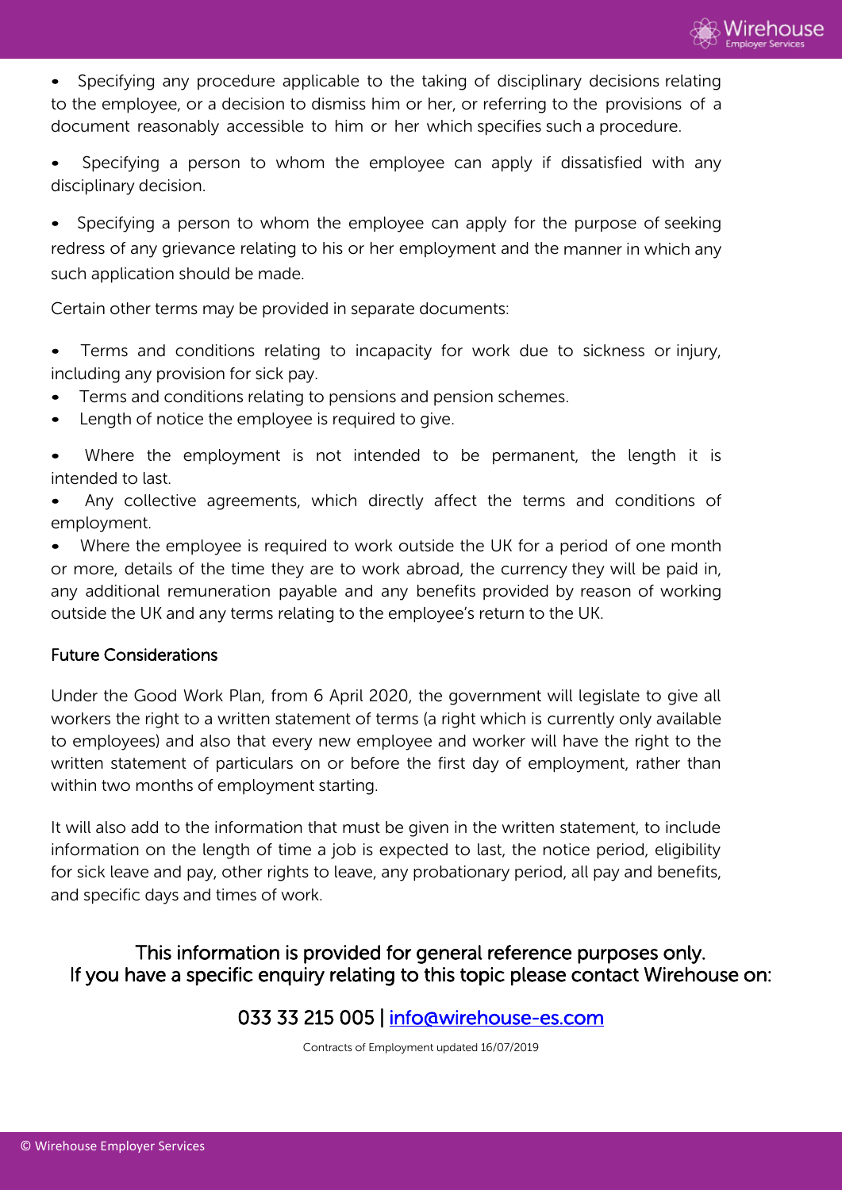- Specifying any procedure applicable to the taking of disciplinary decisions relating to the employee, or a decision to dismiss him or her, or referring to the provisions of a document reasonably accessible to him or her which specifies such a procedure.
- Specifying a person to whom the employee can apply if dissatisfied with any disciplinary decision.
- Specifying a person to whom the employee can apply for the purpose of seeking redress of any grievance relating to his or her employment and the manner in which any such application should be made.

Certain other terms may be provided in separate documents:

- Terms and conditions relating to incapacity for work due to sickness or injury, including any provision for sick pay.
- Terms and conditions relating to pensions and pension schemes.
- Length of notice the employee is required to give.
- Where the employment is not intended to be permanent, the length it is intended to last.
- Any collective agreements, which directly affect the terms and conditions of employment.
- Where the employee is required to work outside the UK for a period of one month or more, details of the time they are to work abroad, the currency they will be paid in, any additional remuneration payable and any benefits provided by reason of working outside the UK and any terms relating to the employee's return to the UK.

## Future Considerations

Under the Good Work Plan, from 6 April 2020, the government will legislate to give all workers the right to a written statement of terms (a right which is currently only available to employees) and also that every new employee and worker will have the right to the written statement of particulars on or before the first day of employment, rather than within two months of employment starting.

It will also add to the information that must be given in the written statement, to include information on the length of time a job is expected to last, the notice period, eligibility for sick leave and pay, other rights to leave, any probationary period, all pay and benefits, and specific days and times of work.

This information is provided for general reference purposes only.
If you have a specific enquiry relating to this topic please contact Wirehouse on:

033 33 215 005 | info@wirehouse-es.com

Contracts of Employment updated 16/07/2019